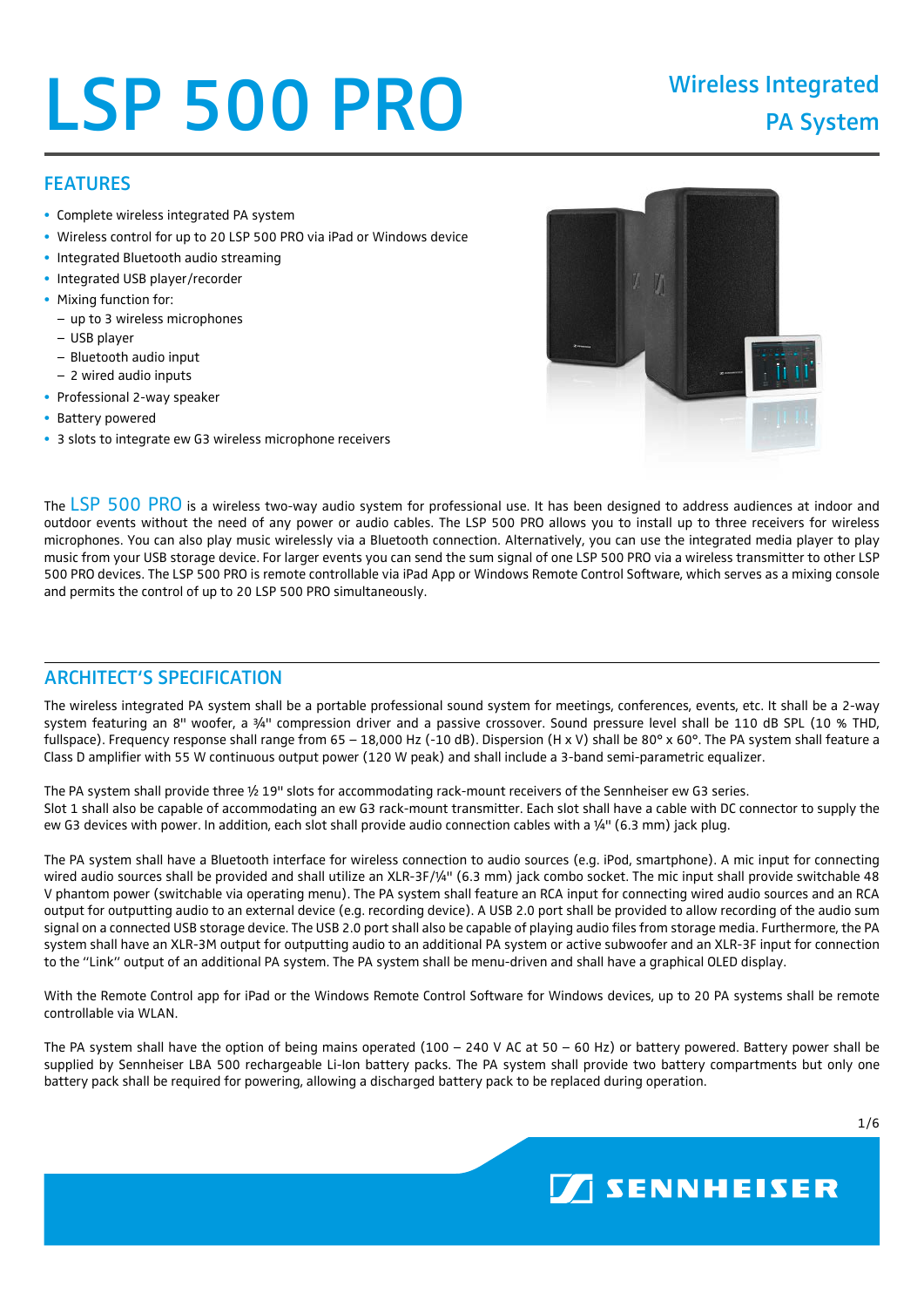# LSP 500 PRO

## Wireless Integrated PA System

## FEATURES

- Complete wireless integrated PA system
- Wireless control for up to 20 LSP 500 PRO via iPad or Windows device
- Integrated Bluetooth audio streaming
- Integrated USB player/recorder
- Mixing function for:
  - up to 3 wireless microphones
  - USB player
  - Bluetooth audio input
  - 2 wired audio inputs
- Professional 2-way speaker
- Battery powered
- 3 slots to integrate ew G3 wireless microphone receivers

The LSP 500 PRO is a wireless two-way audio system for professional use. It has been designed to address audiences at indoor and outdoor events without the need of any power or audio cables. The LSP 500 PRO allows you to install up to three receivers for wireless microphones. You can also play music wirelessly via a Bluetooth connection. Alternatively, you can use the integrated media player to play music from your USB storage device. For larger events you can send the sum signal of one LSP 500 PRO via a wireless transmitter to other LSP 500 PRO devices. The LSP 500 PRO is remote controllable via iPad App or Windows Remote Control Software, which serves as a mixing console and permits the control of up to 20 LSP 500 PRO simultaneously.

## ARCHITECT'S SPECIFICATION

The wireless integrated PA system shall be a portable professional sound system for meetings, conferences, events, etc. It shall be a 2-way system featuring an 8" woofer, a ¾" compression driver and a passive crossover. Sound pressure level shall be 110 dB SPL (10 % THD, fullspace). Frequency response shall range from 65 – 18,000 Hz (-10 dB). Dispersion (H x V) shall be 80° x 60°. The PA system shall feature a Class D amplifier with 55 W continuous output power (120 W peak) and shall include a 3-band semi-parametric equalizer.

The PA system shall provide three ½ 19" slots for accommodating rack-mount receivers of the Sennheiser ew G3 series. Slot 1 shall also be capable of accommodating an ew G3 rack-mount transmitter. Each slot shall have a cable with DC connector to supply the ew G3 devices with power. In addition, each slot shall provide audio connection cables with a ¼" (6.3 mm) jack plug.

The PA system shall have a Bluetooth interface for wireless connection to audio sources (e.g. iPod, smartphone). A mic input for connecting wired audio sources shall be provided and shall utilize an XLR-3F/¼" (6.3 mm) jack combo socket. The mic input shall provide switchable 48 V phantom power (switchable via operating menu). The PA system shall feature an RCA input for connecting wired audio sources and an RCA output for outputting audio to an external device (e.g. recording device). A USB 2.0 port shall be provided to allow recording of the audio sum signal on a connected USB storage device. The USB 2.0 port shall also be capable of playing audio files from storage media. Furthermore, the PA system shall have an XLR-3M output for outputting audio to an additional PA system or active subwoofer and an XLR-3F input for connection to the "Link" output of an additional PA system. The PA system shall be menu-driven and shall have a graphical OLED display.

With the Remote Control app for iPad or the Windows Remote Control Software for Windows devices, up to 20 PA systems shall be remote controllable via WLAN.

The PA system shall have the option of being mains operated (100 – 240 V AC at 50 – 60 Hz) or battery powered. Battery power shall be supplied by Sennheiser LBA 500 rechargeable Li-Ion battery packs. The PA system shall provide two battery compartments but only one battery pack shall be required for powering, allowing a discharged battery pack to be replaced during operation.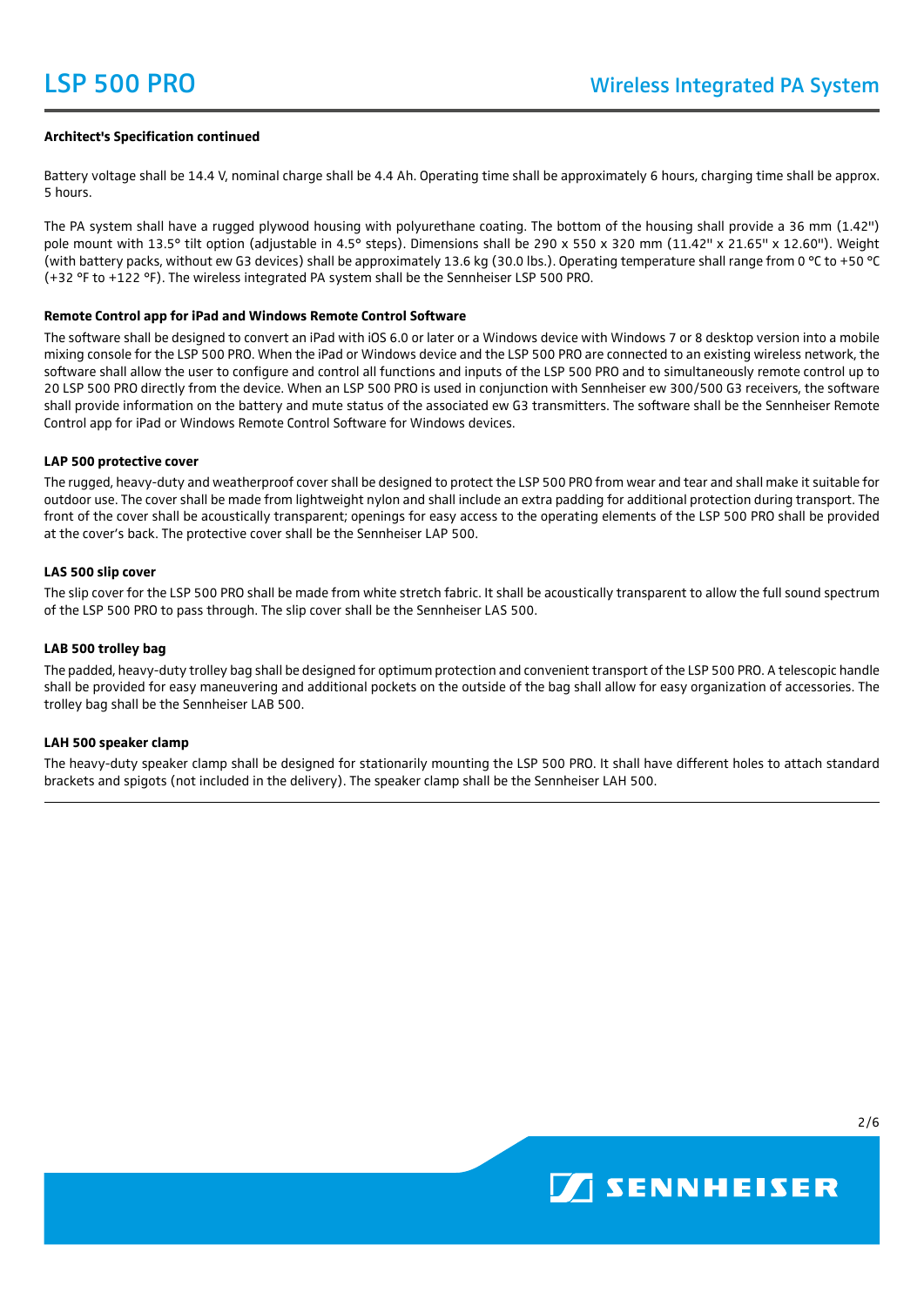**Architect's Specification continued**

Battery voltage shall be 14.4 V, nominal charge shall be 4.4 Ah. Operating time shall be approximately 6 hours, charging time shall be approx. 5 hours.

The PA system shall have a rugged plywood housing with polyurethane coating. The bottom of the housing shall provide a 36 mm (1.42") pole mount with 13.5° tilt option (adjustable in 4.5° steps). Dimensions shall be 290 x 550 x 320 mm (11.42" x 21.65" x 12.60"). Weight (with battery packs, without ew G3 devices) shall be approximately 13.6 kg (30.0 lbs.). Operating temperature shall range from 0 °C to +50 °C (+32 °F to +122 °F). The wireless integrated PA system shall be the Sennheiser LSP 500 PRO.

**Remote Control app for iPad and Windows Remote Control Software**

The software shall be designed to convert an iPad with iOS 6.0 or later or a Windows device with Windows 7 or 8 desktop version into a mobile mixing console for the LSP 500 PRO. When the iPad or Windows device and the LSP 500 PRO are connected to an existing wireless network, the software shall allow the user to configure and control all functions and inputs of the LSP 500 PRO and to simultaneously remote control up to 20 LSP 500 PRO directly from the device. When an LSP 500 PRO is used in conjunction with Sennheiser ew 300/500 G3 receivers, the software shall provide information on the battery and mute status of the associated ew G3 transmitters. The software shall be the Sennheiser Remote Control app for iPad or Windows Remote Control Software for Windows devices.

**LAP 500 protective cover**

The rugged, heavy-duty and weatherproof cover shall be designed to protect the LSP 500 PRO from wear and tear and shall make it suitable for outdoor use. The cover shall be made from lightweight nylon and shall include an extra padding for additional protection during transport. The front of the cover shall be acoustically transparent; openings for easy access to the operating elements of the LSP 500 PRO shall be provided at the cover's back. The protective cover shall be the Sennheiser LAP 500.

**LAS 500 slip cover**

The slip cover for the LSP 500 PRO shall be made from white stretch fabric. It shall be acoustically transparent to allow the full sound spectrum of the LSP 500 PRO to pass through. The slip cover shall be the Sennheiser LAS 500.

**LAB 500 trolley bag**

The padded, heavy-duty trolley bag shall be designed for optimum protection and convenient transport of the LSP 500 PRO. A telescopic handle shall be provided for easy maneuvering and additional pockets on the outside of the bag shall allow for easy organization of accessories. The trolley bag shall be the Sennheiser LAB 500.

**LAH 500 speaker clamp**

The heavy-duty speaker clamp shall be designed for stationarily mounting the LSP 500 PRO. It shall have different holes to attach standard brackets and spigots (not included in the delivery). The speaker clamp shall be the Sennheiser LAH 500.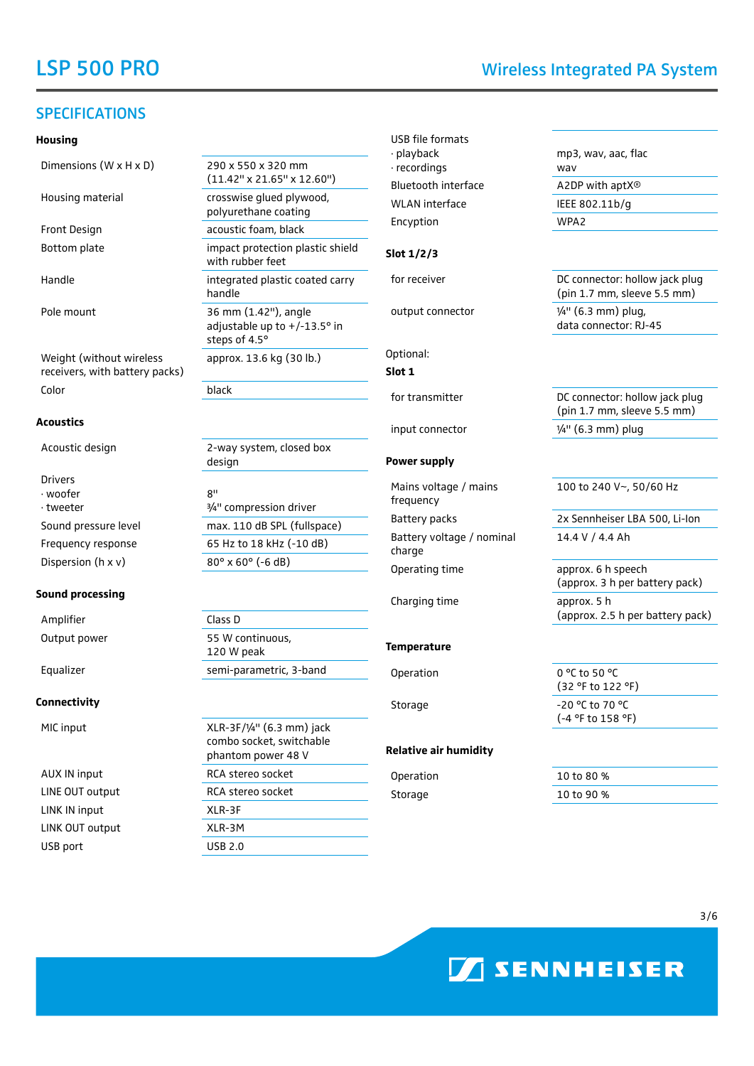# LSP 500 PRO

## Wireless Integrated PA System

## SPECIFICATIONS

### Housing

| | |
|---|---|
| Dimensions (W x H x D) | 290 x 550 x 320 mm (11.42" x 21.65" x 12.60") |
| Housing material | crosswise glued plywood, polyurethane coating |
| Front Design | acoustic foam, black |
| Bottom plate | impact protection plastic shield with rubber feet |
| Handle | integrated plastic coated carry handle |
| Pole mount | 36 mm (1.42"), angle adjustable up to +/-13.5° in steps of 4.5° |
| Weight (without wireless receivers, with battery packs) | approx. 13.6 kg (30 lb.) |
| Color | black |

### Acoustics

| | |
|---|---|
| Acoustic design | 2-way system, closed box design |
| Drivers | |
| · woofer | 8" |
| · tweeter | ¾" compression driver |
| Sound pressure level | max. 110 dB SPL (fullspace) |
| Frequency response | 65 Hz to 18 kHz (-10 dB) |
| Dispersion (h x v) | 80° x 60° (-6 dB) |

### Sound processing

| | |
|---|---|
| Amplifier | Class D |
| Output power | 55 W continuous, 120 W peak |
| Equalizer | semi-parametric, 3-band |

### Connectivity

| | |
|---|---|
| MIC input | XLR-3F/¼" (6.3 mm) jack combo socket, switchable phantom power 48 V |
| AUX IN input | RCA stereo socket |
| LINE OUT output | RCA stereo socket |
| LINK IN input | XLR-3F |
| LINK OUT output | XLR-3M |
| USB port | USB 2.0 |
| USB file formats | |
| · playback | mp3, wav, aac, flac |
| · recordings | wav |
| Bluetooth interface | A2DP with aptX® |
| WLAN interface | IEEE 802.11b/g |
| Encyption | WPA2 |

### Slot 1/2/3

| | |
|---|---|
| for receiver | DC connector: hollow jack plug (pin 1.7 mm, sleeve 5.5 mm) |
| output connector | ¼" (6.3 mm) plug, data connector: RJ-45 |

Optional:

### Slot 1

| | |
|---|---|
| for transmitter | DC connector: hollow jack plug (pin 1.7 mm, sleeve 5.5 mm) |
| input connector | ¼" (6.3 mm) plug |

### Power supply

| | |
|---|---|
| Mains voltage / mains frequency | 100 to 240 V~, 50/60 Hz |
| Battery packs | 2x Sennheiser LBA 500, Li-Ion |
| Battery voltage / nominal charge | 14.4 V / 4.4 Ah |
| Operating time | approx. 6 h speech (approx. 3 h per battery pack) |
| Charging time | approx. 5 h (approx. 2.5 h per battery pack) |

### Temperature

| | |
|---|---|
| Operation | 0 °C to 50 °C (32 °F to 122 °F) |
| Storage | -20 °C to 70 °C (-4 °F to 158 °F) |

### Relative air humidity

| | |
|---|---|
| Operation | 10 to 80 % |
| Storage | 10 to 90 % |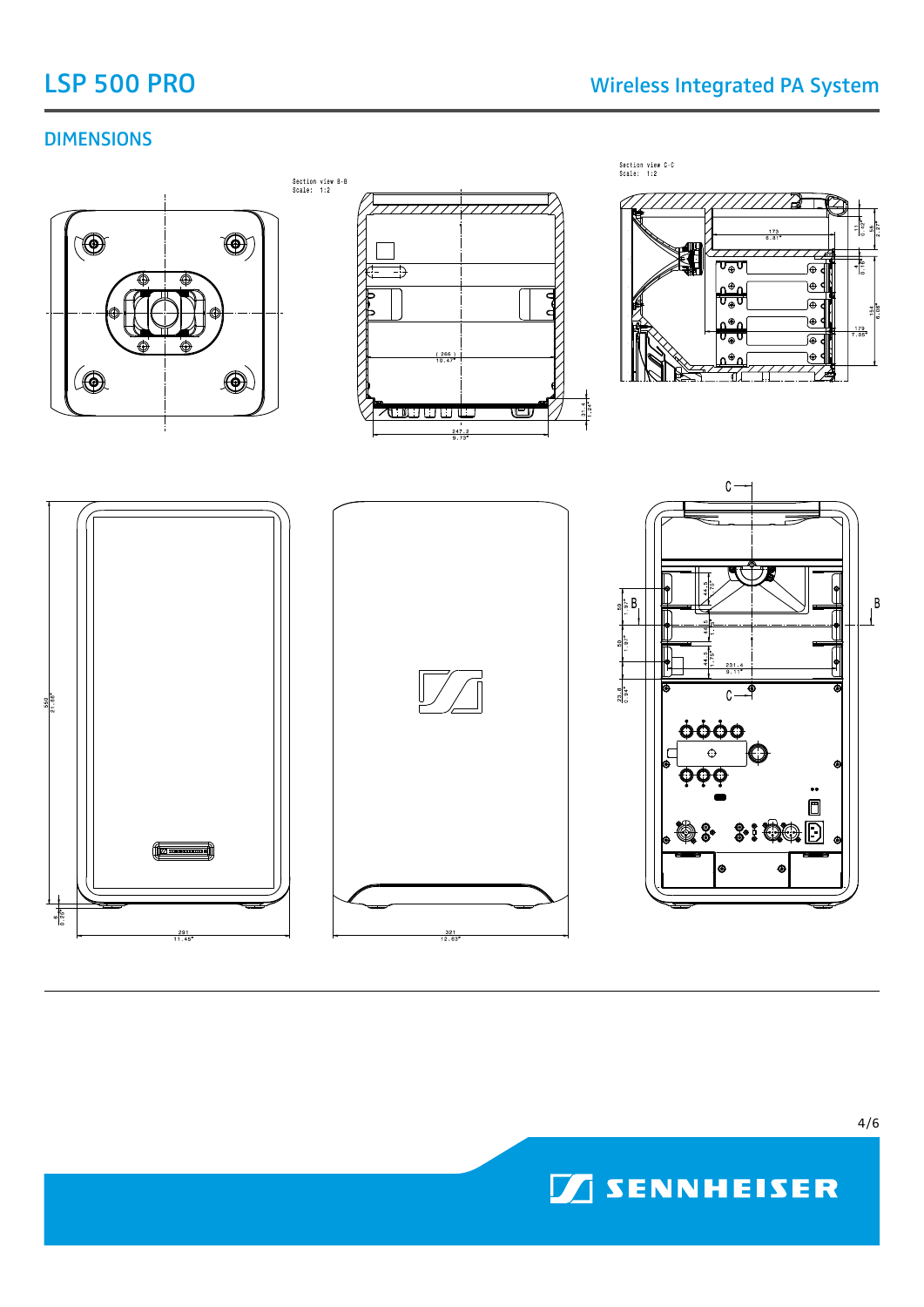## DIMENSIONS

Section view B-B
Scale: 1:2

Section view C-C
Scale: 1:2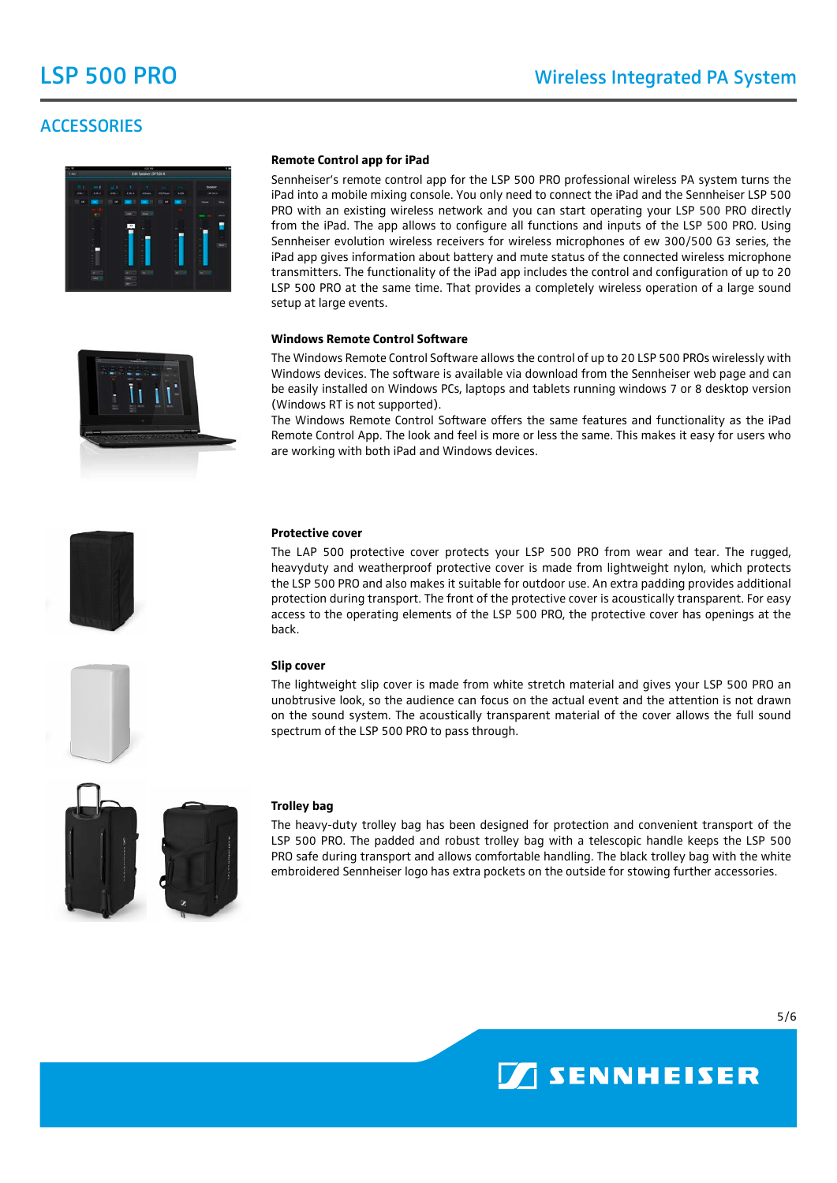## ACCESSORIES

### Remote Control app for iPad

Sennheiser's remote control app for the LSP 500 PRO professional wireless PA system turns the iPad into a mobile mixing console. You only need to connect the iPad and the Sennheiser LSP 500 PRO with an existing wireless network and you can start operating your LSP 500 PRO directly from the iPad. The app allows to configure all functions and inputs of the LSP 500 PRO. Using Sennheiser evolution wireless receivers for wireless microphones of ew 300/500 G3 series, the iPad app gives information about battery and mute status of the connected wireless microphone transmitters. The functionality of the iPad app includes the control and configuration of up to 20 LSP 500 PRO at the same time. That provides a completely wireless operation of a large sound setup at large events.

### Windows Remote Control Software

The Windows Remote Control Software allows the control of up to 20 LSP 500 PROs wirelessly with Windows devices. The software is available via download from the Sennheiser web page and can be easily installed on Windows PCs, laptops and tablets running windows 7 or 8 desktop version (Windows RT is not supported).
The Windows Remote Control Software offers the same features and functionality as the iPad Remote Control App. The look and feel is more or less the same. This makes it easy for users who are working with both iPad and Windows devices.

### Protective cover

The LAP 500 protective cover protects your LSP 500 PRO from wear and tear. The rugged, heavyduty and weatherproof protective cover is made from lightweight nylon, which protects the LSP 500 PRO and also makes it suitable for outdoor use. An extra padding provides additional protection during transport. The front of the protective cover is acoustically transparent. For easy access to the operating elements of the LSP 500 PRO, the protective cover has openings at the back.

### Slip cover

The lightweight slip cover is made from white stretch material and gives your LSP 500 PRO an unobtrusive look, so the audience can focus on the actual event and the attention is not drawn on the sound system. The acoustically transparent material of the cover allows the full sound spectrum of the LSP 500 PRO to pass through.

### Trolley bag

The heavy-duty trolley bag has been designed for protection and convenient transport of the LSP 500 PRO. The padded and robust trolley bag with a telescopic handle keeps the LSP 500 PRO safe during transport and allows comfortable handling. The black trolley bag with the white embroidered Sennheiser logo has extra pockets on the outside for stowing further accessories.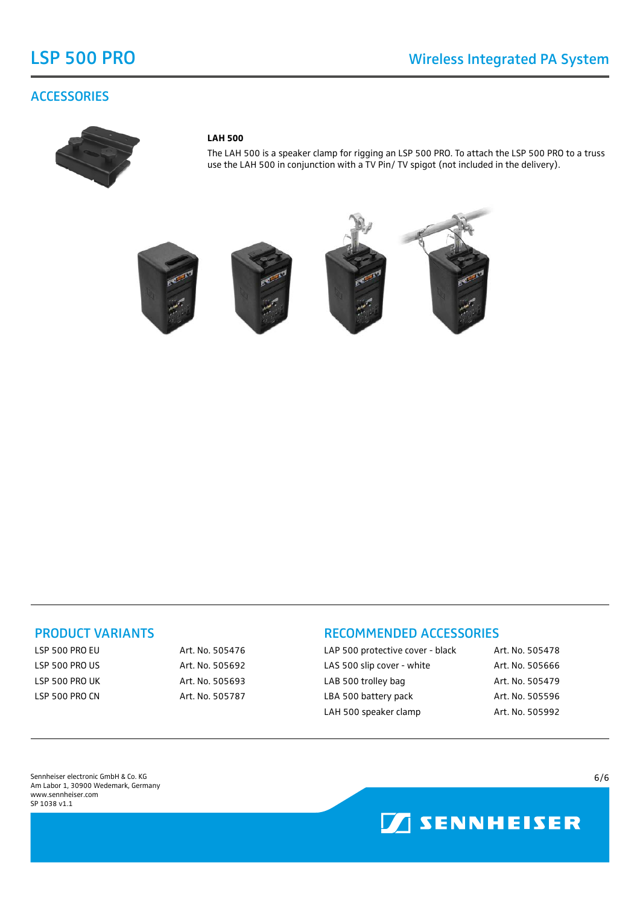## ACCESSORIES

**LAH 500**

The LAH 500 is a speaker clamp for rigging an LSP 500 PRO. To attach the LSP 500 PRO to a truss use the LAH 500 in conjunction with a TV Pin/ TV spigot (not included in the delivery).

## PRODUCT VARIANTS

| | |
|---|---|
| LSP 500 PRO EU | Art. No. 505476 |
| LSP 500 PRO US | Art. No. 505692 |
| LSP 500 PRO UK | Art. No. 505693 |
| LSP 500 PRO CN | Art. No. 505787 |

## RECOMMENDED ACCESSORIES

| | |
|---|---|
| LAP 500 protective cover - black | Art. No. 505478 |
| LAS 500 slip cover - white | Art. No. 505666 |
| LAB 500 trolley bag | Art. No. 505479 |
| LBA 500 battery pack | Art. No. 505596 |
| LAH 500 speaker clamp | Art. No. 505992 |

Sennheiser electronic GmbH & Co. KG
Am Labor 1, 30900 Wedemark, Germany
www.sennheiser.com
SP 1038 v1.1